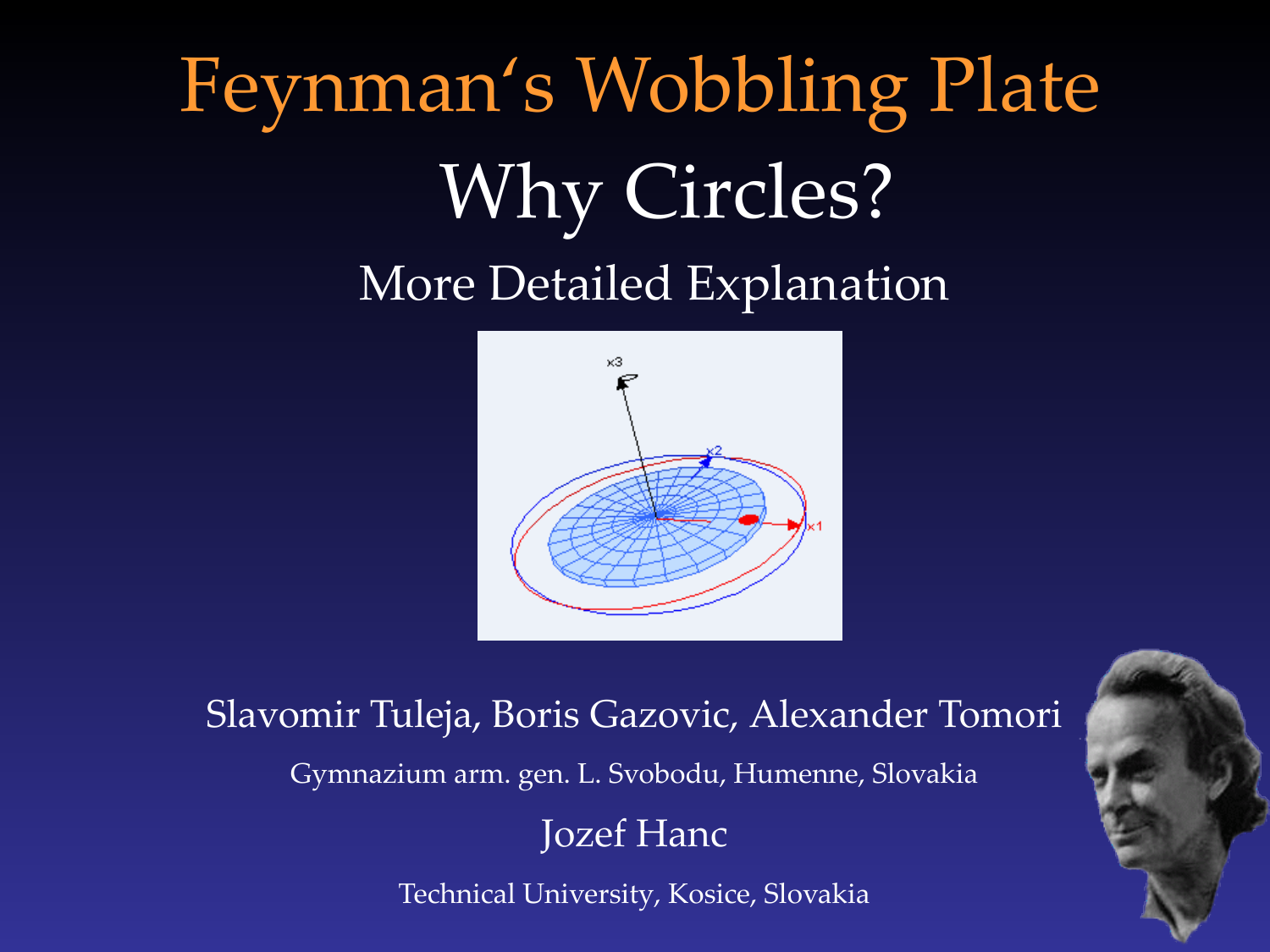# Feynman's Wobbling Plate

## Why Circles?

### More Detailed Explanation

Slavomir Tuleja, Boris Gazovic, Alexander Tomori

Gymnazium arm. gen. L. Svobodu, Humenne, Slovakia

Jozef Hanc

Technical University, Kosice, Slovakia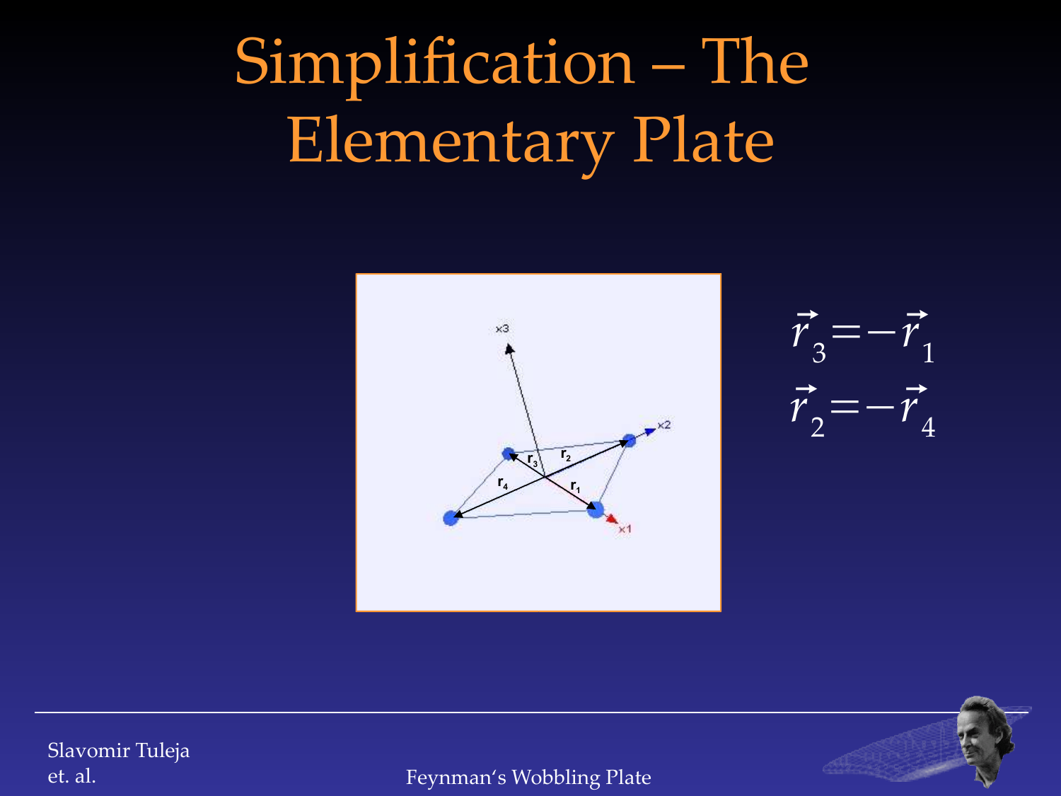# Simplification – The Elementary Plate

$$\vec{r}_3 = -\vec{r}_1$$

$$\vec{r}_2 = -\vec{r}_4$$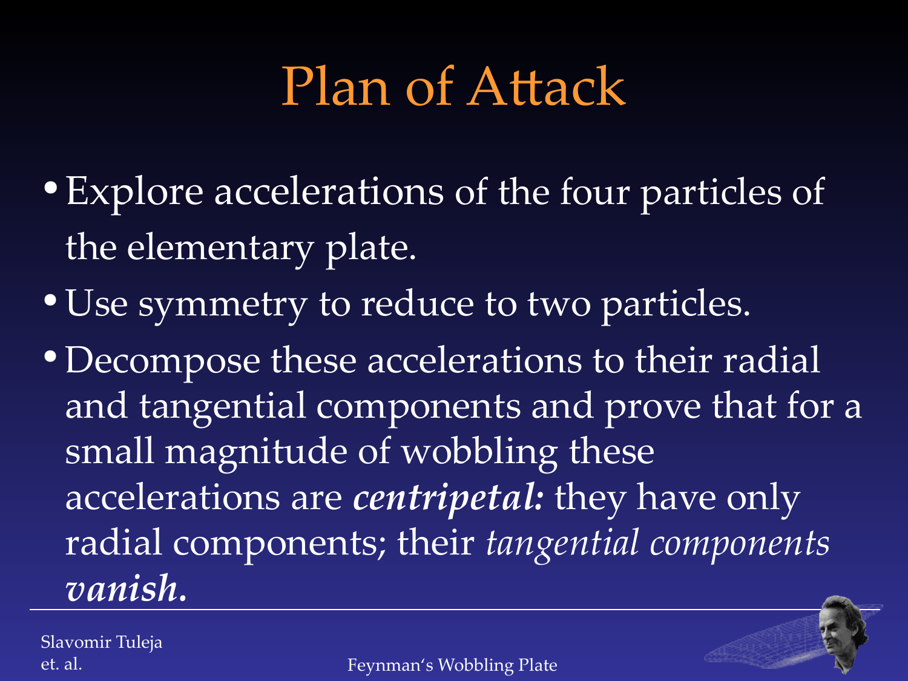# Plan of Attack

- Explore accelerations of the four particles of the elementary plate.
- Use symmetry to reduce to two particles.
- Decompose these accelerations to their radial and tangential components and prove that for a small magnitude of wobbling these accelerations are ***centripetal:*** they have only radial components; their *tangential components* ***vanish***.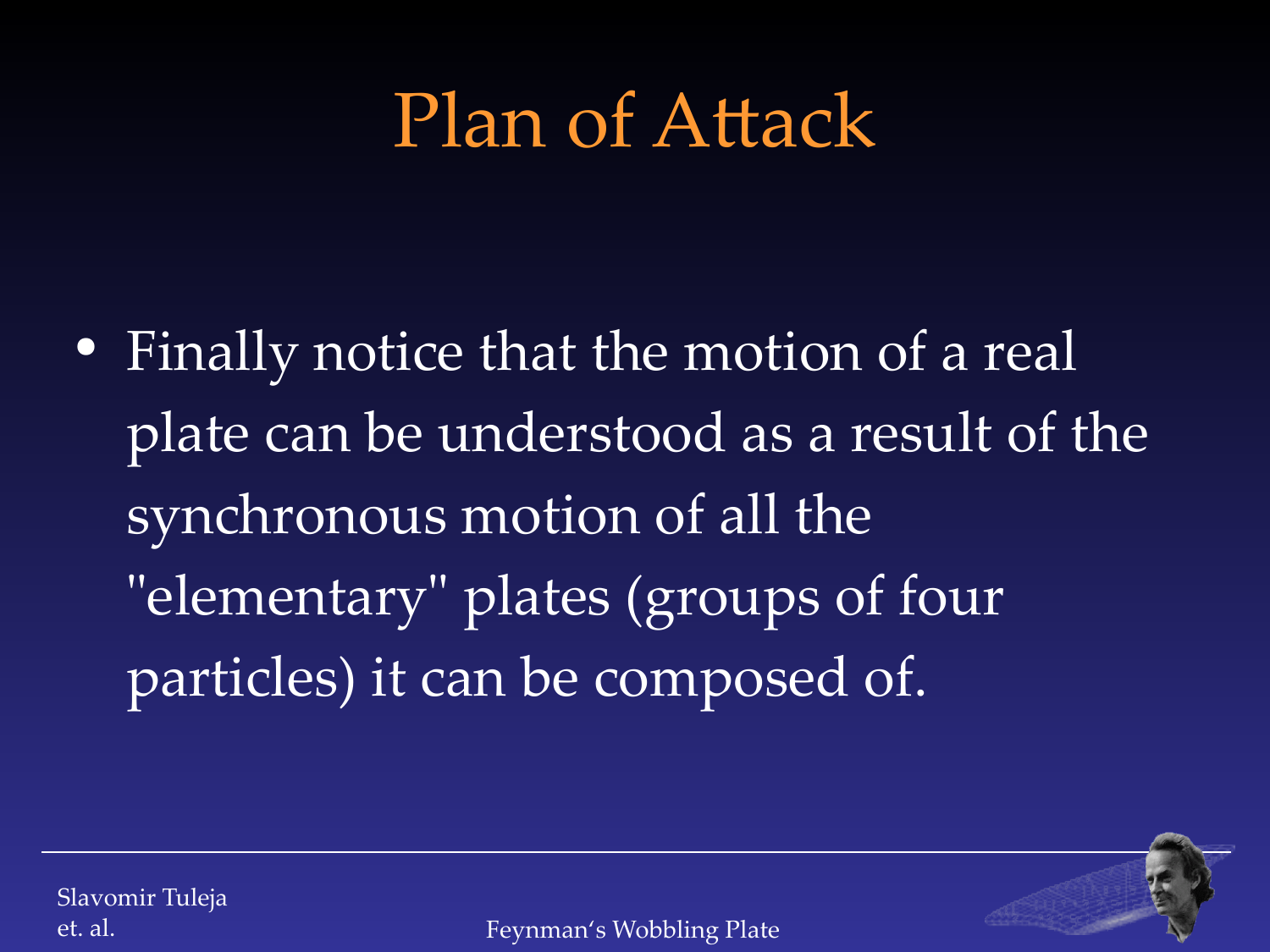# Plan of Attack

- Finally notice that the motion of a real plate can be understood as a result of the synchronous motion of all the "elementary" plates (groups of four particles) it can be composed of.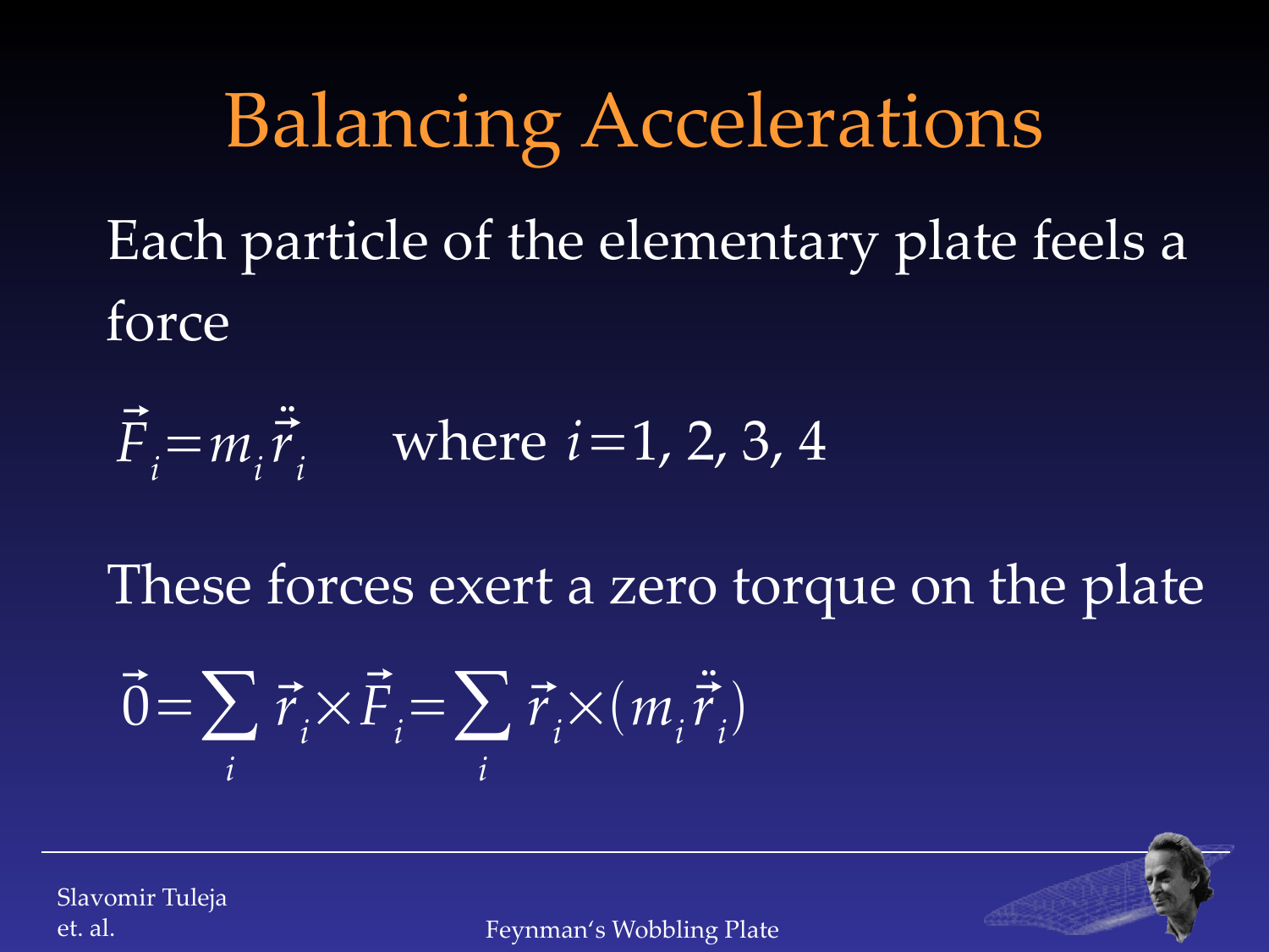# Balancing Accelerations

Each particle of the elementary plate feels a force

$$\vec{F}_i = m_i \ddot{\vec{r}}_i \qquad \text{where } i = 1, 2, 3, 4$$

These forces exert a zero torque on the plate

$$\vec{0} = \sum_i \vec{r}_i \times \vec{F}_i = \sum_i \vec{r}_i \times (m_i \ddot{\vec{r}}_i)$$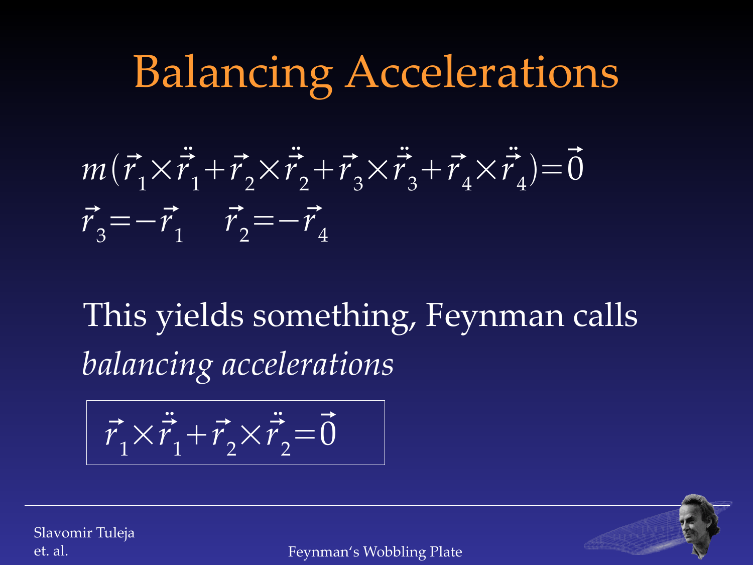# Balancing Accelerations

$$m(\vec{r}_1 \times \ddot{\vec{r}}_1 + \vec{r}_2 \times \ddot{\vec{r}}_2 + \vec{r}_3 \times \ddot{\vec{r}}_3 + \vec{r}_4 \times \ddot{\vec{r}}_4) = \vec{0}$$

$$\vec{r}_3 = -\vec{r}_1 \quad \vec{r}_2 = -\vec{r}_4$$

This yields something, Feynman calls *balancing accelerations*

$$\boxed{\vec{r}_1 \times \ddot{\vec{r}}_1 + \vec{r}_2 \times \ddot{\vec{r}}_2 = \vec{0}}$$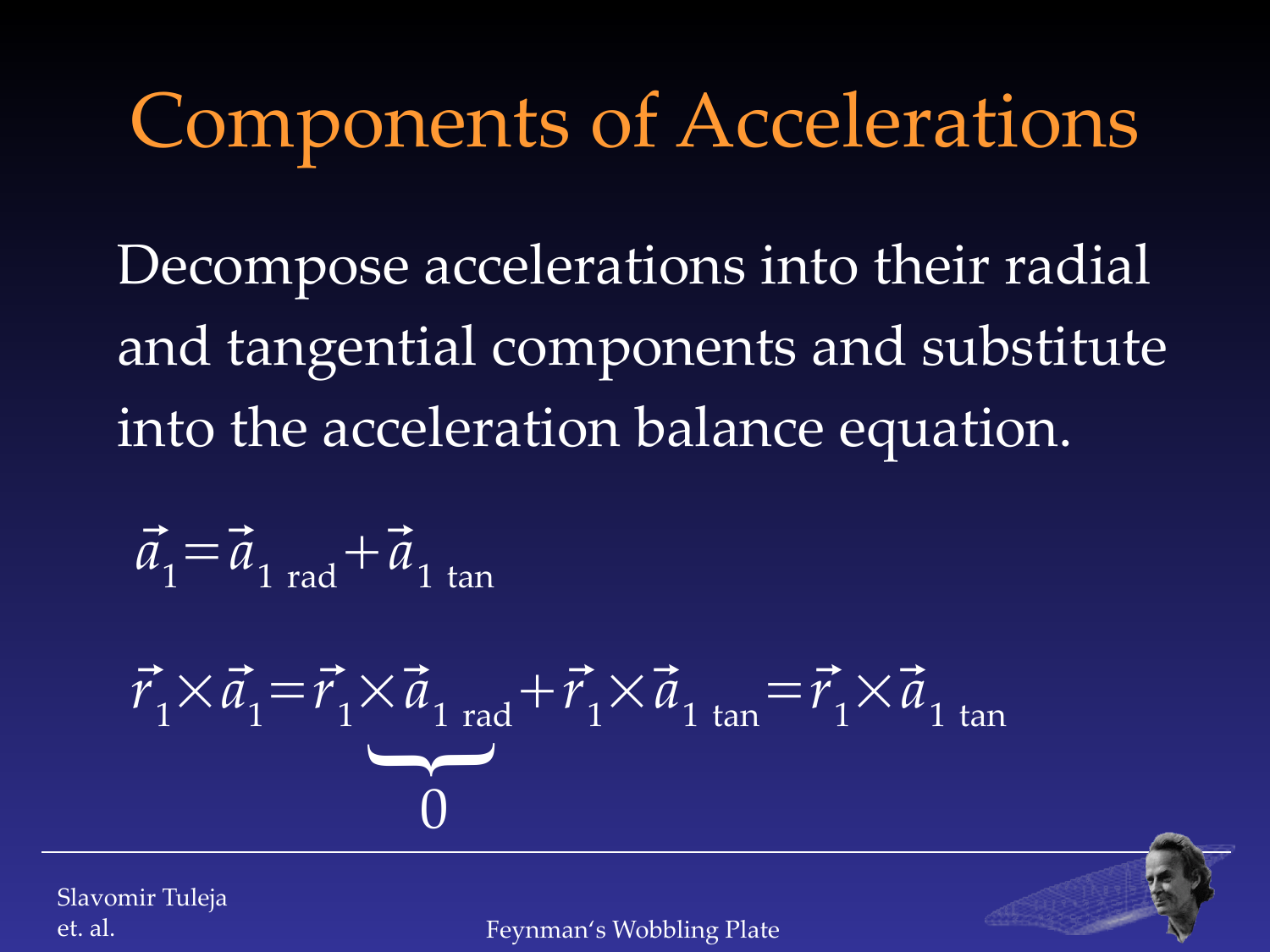# Components of Accelerations

Decompose accelerations into their radial and tangential components and substitute into the acceleration balance equation.

$$\vec{a}_1 = \vec{a}_{1\ \text{rad}} + \vec{a}_{1\ \text{tan}}$$

$$\vec{r}_1 \times \vec{a}_1 = \underbrace{\vec{r}_1 \times \vec{a}_{1\ \text{rad}}}_{0} + \vec{r}_1 \times \vec{a}_{1\ \text{tan}} = \vec{r}_1 \times \vec{a}_{1\ \text{tan}}$$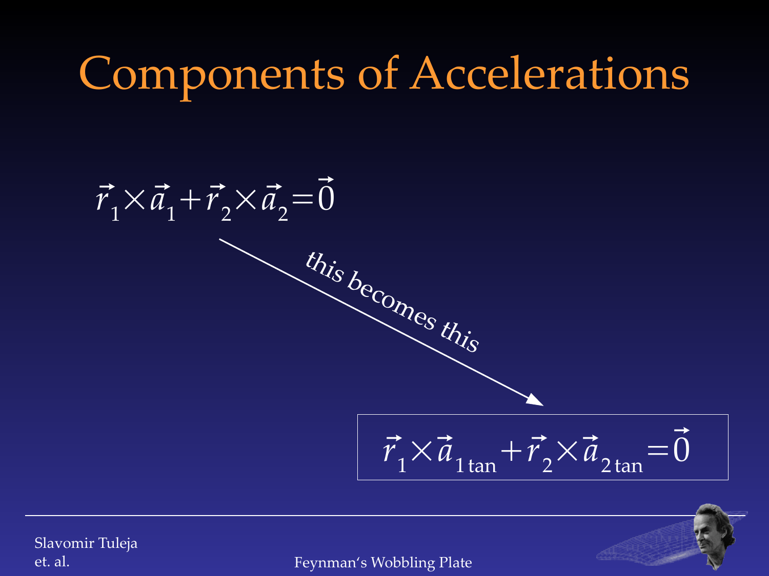# Components of Accelerations

$$\vec{r}_1 \times \vec{a}_1 + \vec{r}_2 \times \vec{a}_2 = \vec{0}$$

this becomes this

$$\vec{r}_1 \times \vec{a}_{1\,\tan} + \vec{r}_2 \times \vec{a}_{2\,\tan} = \vec{0}$$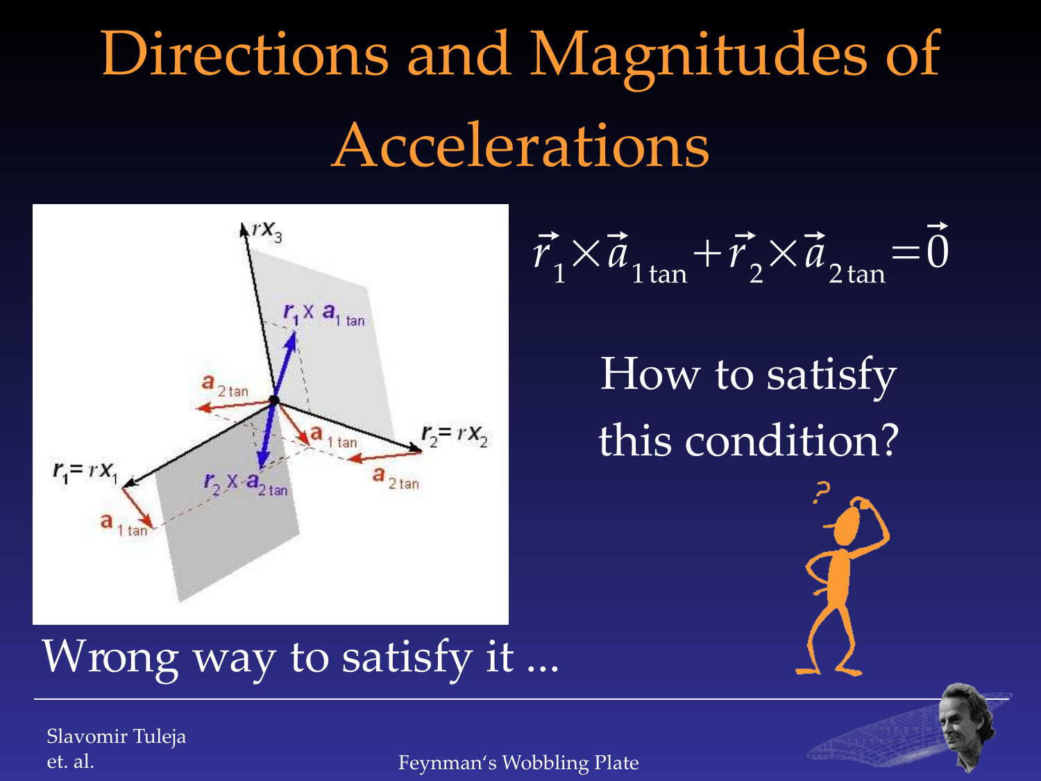# Directions and Magnitudes of Accelerations

$$\vec{r}_1 \times \vec{a}_{1\,\tan} + \vec{r}_2 \times \vec{a}_{2\,\tan} = \vec{0}$$

How to satisfy this condition?

Wrong way to satisfy it ...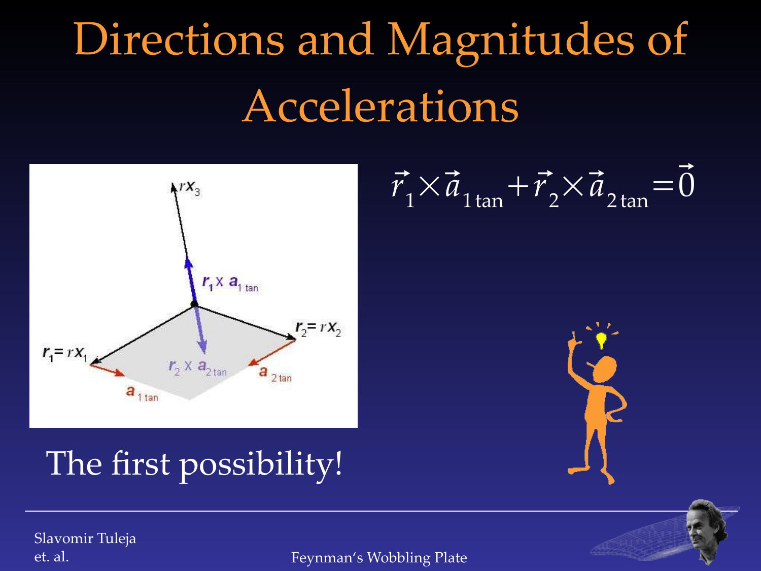# Directions and Magnitudes of Accelerations

$$\vec{r}_1 \times \vec{a}_{1\,\tan} + \vec{r}_2 \times \vec{a}_{2\,\tan} = \vec{0}$$

The first possibility!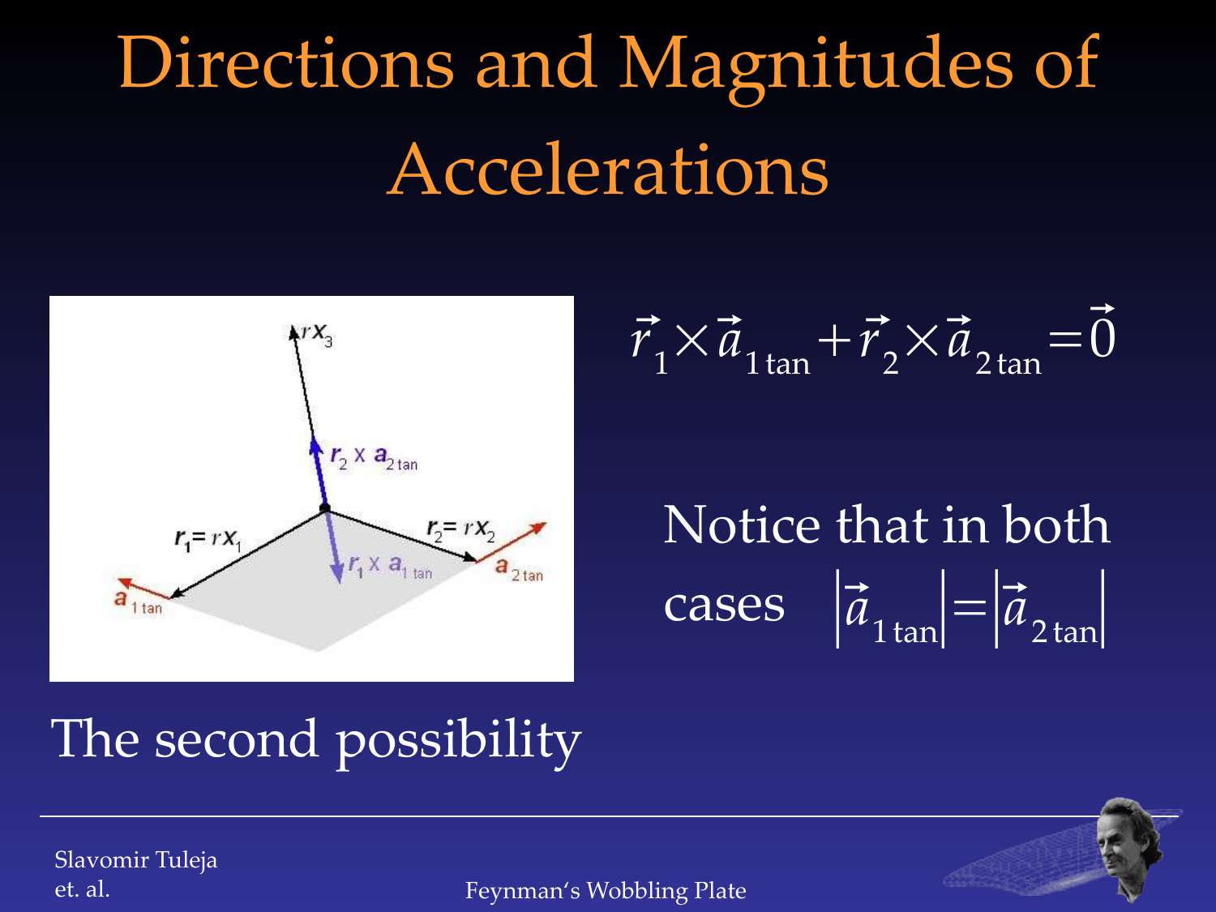# Directions and Magnitudes of Accelerations

$$\vec{r}_1 \times \vec{a}_{1\,\tan} + \vec{r}_2 \times \vec{a}_{2\,\tan} = \vec{0}$$

Notice that in both cases $\left|\vec{a}_{1\,\tan}\right| = \left|\vec{a}_{2\,\tan}\right|$

The second possibility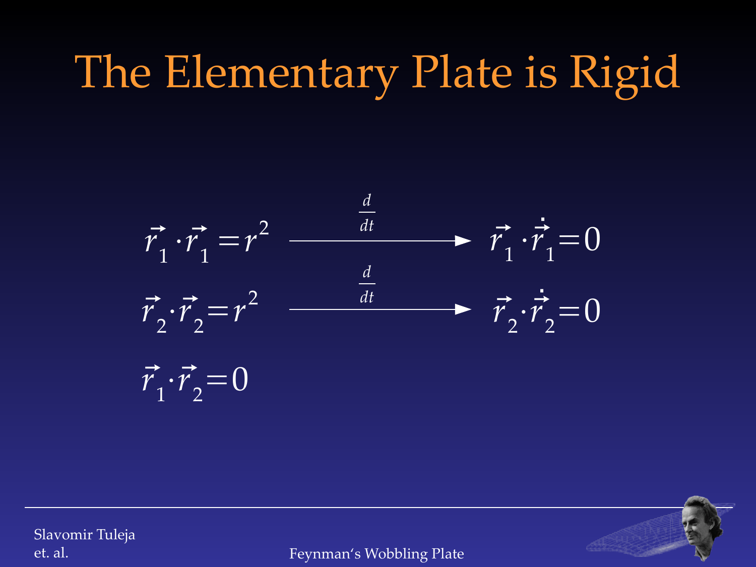# The Elementary Plate is Rigid

$$\vec{r}_1 \cdot \vec{r}_1 = r^2 \xrightarrow{\frac{d}{dt}} \vec{r}_1 \cdot \dot{\vec{r}}_1 = 0$$

$$\vec{r}_2 \cdot \vec{r}_2 = r^2 \xrightarrow{\frac{d}{dt}} \vec{r}_2 \cdot \dot{\vec{r}}_2 = 0$$

$$\vec{r}_1 \cdot \vec{r}_2 = 0$$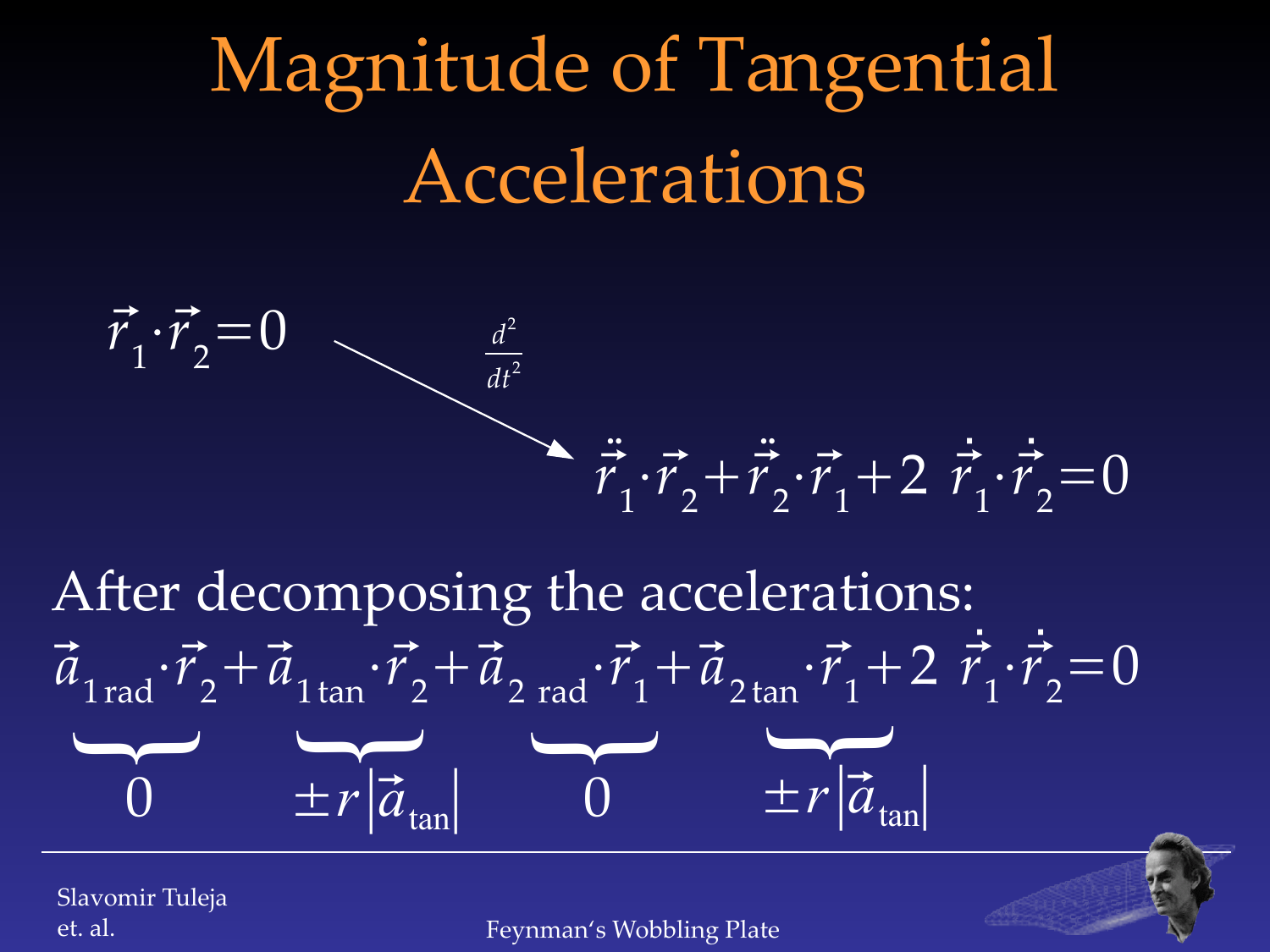# Magnitude of Tangential Accelerations

$$\vec{r}_1 \cdot \vec{r}_2 = 0 \quad \xrightarrow{\frac{d^2}{dt^2}} \quad \ddot{\vec{r}}_1 \cdot \vec{r}_2 + \ddot{\vec{r}}_2 \cdot \vec{r}_1 + 2\,\dot{\vec{r}}_1 \cdot \dot{\vec{r}}_2 = 0$$

After decomposing the accelerations:

$$\underbrace{\vec{a}_{1\,\text{rad}} \cdot \vec{r}_2}_{0} + \underbrace{\vec{a}_{1\,\text{tan}} \cdot \vec{r}_2}_{\pm r\left|\vec{a}_{\text{tan}}\right|} + \underbrace{\vec{a}_{2\,\text{rad}} \cdot \vec{r}_1}_{0} + \underbrace{\vec{a}_{2\,\text{tan}} \cdot \vec{r}_1}_{\pm r\left|\vec{a}_{\text{tan}}\right|} + 2\,\dot{\vec{r}}_1 \cdot \dot{\vec{r}}_2 = 0$$

Slavomir Tuleja et. al.

Feynman's Wobbling Plate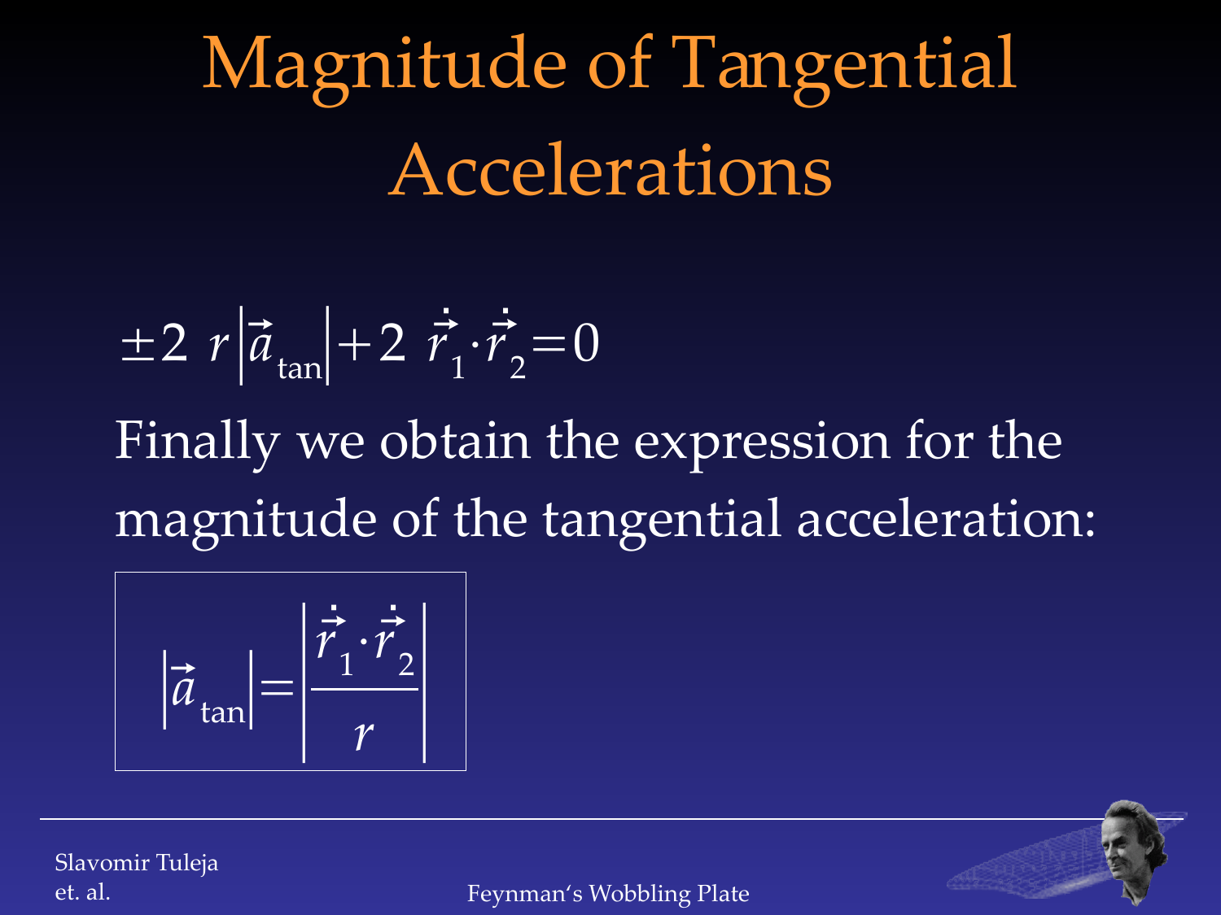# Magnitude of Tangential Accelerations

$$\pm 2\, r \left|\vec{a}_{\tan}\right| + 2\, \dot{\vec{r}}_1 \cdot \dot{\vec{r}}_2 = 0$$

Finally we obtain the expression for the magnitude of the tangential acceleration:

$$\left|\vec{a}_{\tan}\right| = \left|\frac{\dot{\vec{r}}_1 \cdot \dot{\vec{r}}_2}{r}\right|$$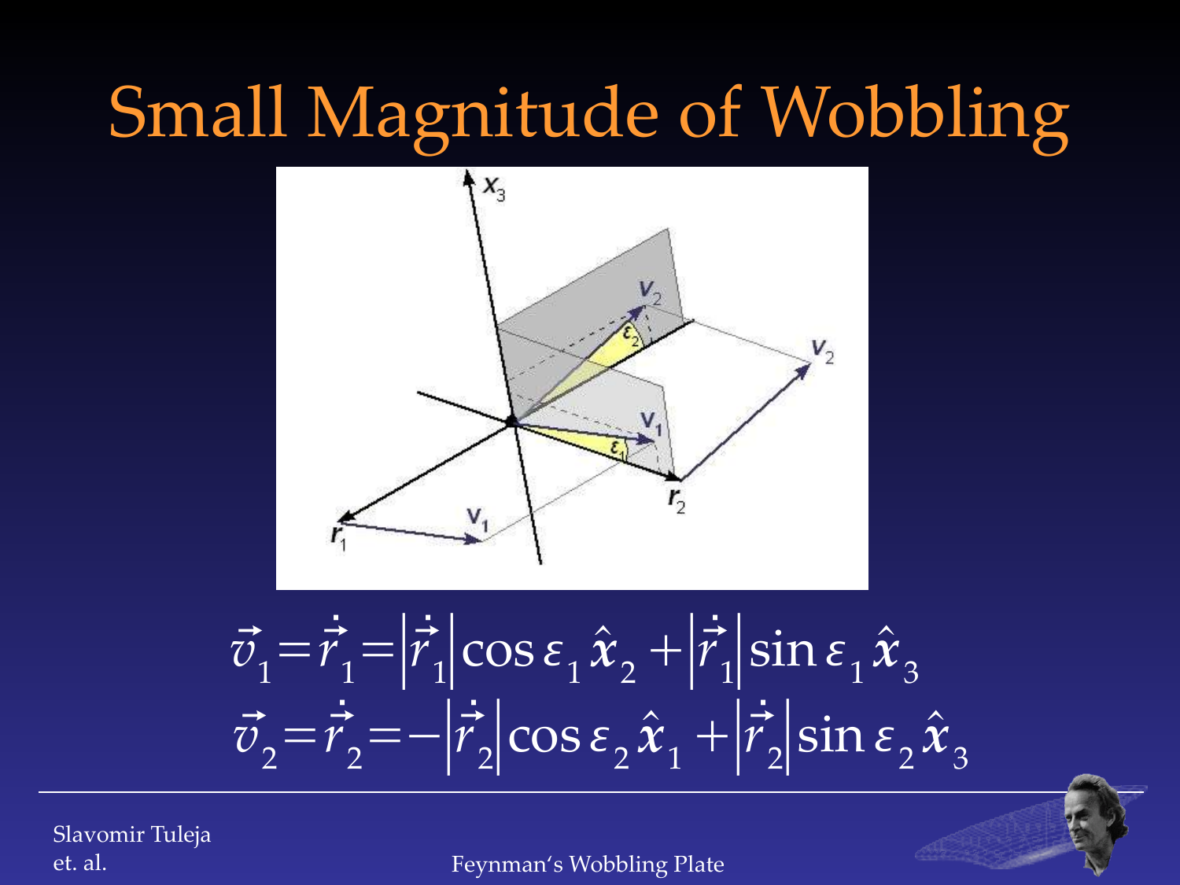# Small Magnitude of Wobbling

$$\vec{v}_1 = \dot{\vec{r}}_1 = \left|\dot{\vec{r}}_1\right| \cos \varepsilon_1 \hat{\boldsymbol{x}}_2 + \left|\dot{\vec{r}}_1\right| \sin \varepsilon_1 \hat{\boldsymbol{x}}_3$$

$$\vec{v}_2 = \dot{\vec{r}}_2 = -\left|\dot{\vec{r}}_2\right| \cos \varepsilon_2 \hat{\boldsymbol{x}}_1 + \left|\dot{\vec{r}}_2\right| \sin \varepsilon_2 \hat{\boldsymbol{x}}_3$$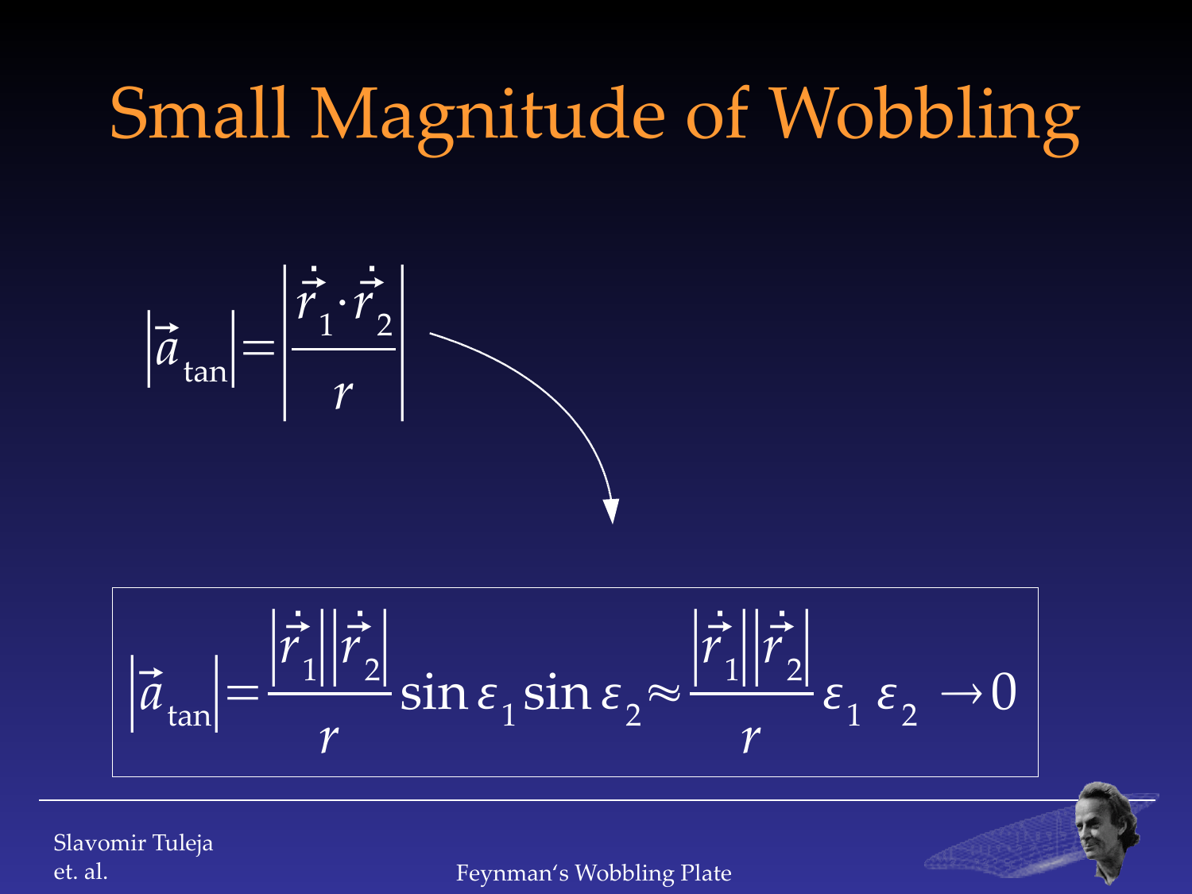# Small Magnitude of Wobbling

$$\left|\vec{a}_{\tan}\right| = \left|\frac{\dot{\vec{r}}_1 \cdot \dot{\vec{r}}_2}{r}\right|$$

$$\left|\vec{a}_{\tan}\right| = \frac{\left|\dot{\vec{r}}_1\right|\left|\dot{\vec{r}}_2\right|}{r} \sin\varepsilon_1 \sin\varepsilon_2 \approx \frac{\left|\dot{\vec{r}}_1\right|\left|\dot{\vec{r}}_2\right|}{r} \varepsilon_1 \, \varepsilon_2 \rightarrow 0$$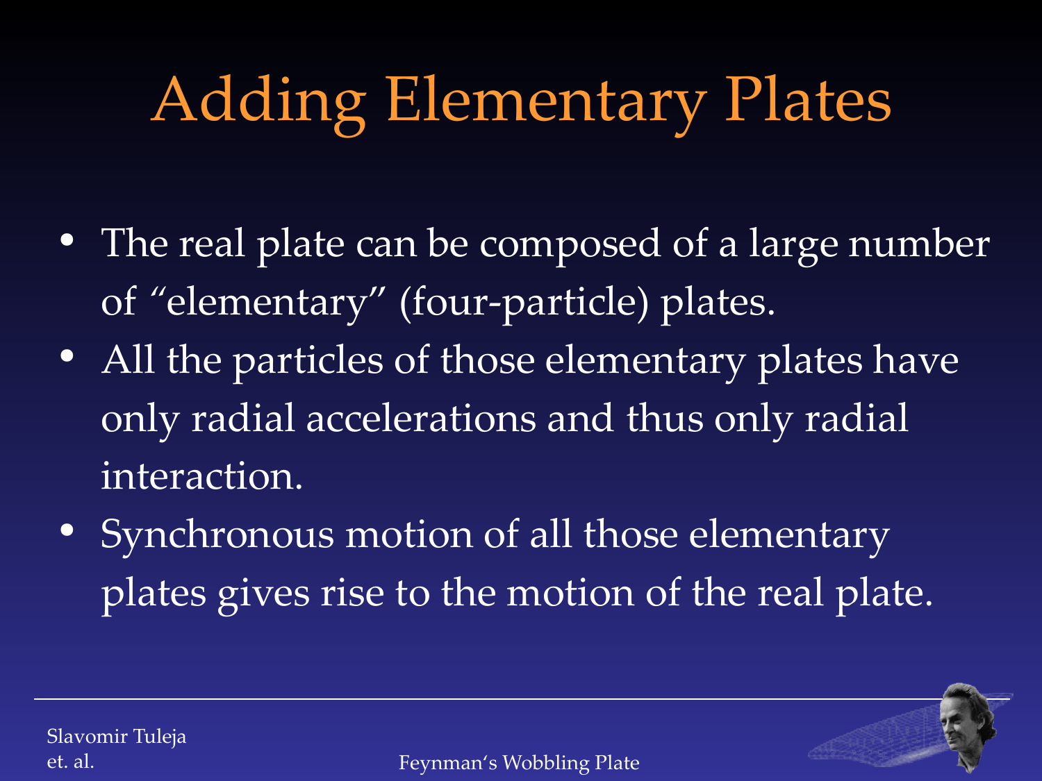# Adding Elementary Plates

- The real plate can be composed of a large number of “elementary” (four-particle) plates.
- All the particles of those elementary plates have only radial accelerations and thus only radial interaction.
- Synchronous motion of all those elementary plates gives rise to the motion of the real plate.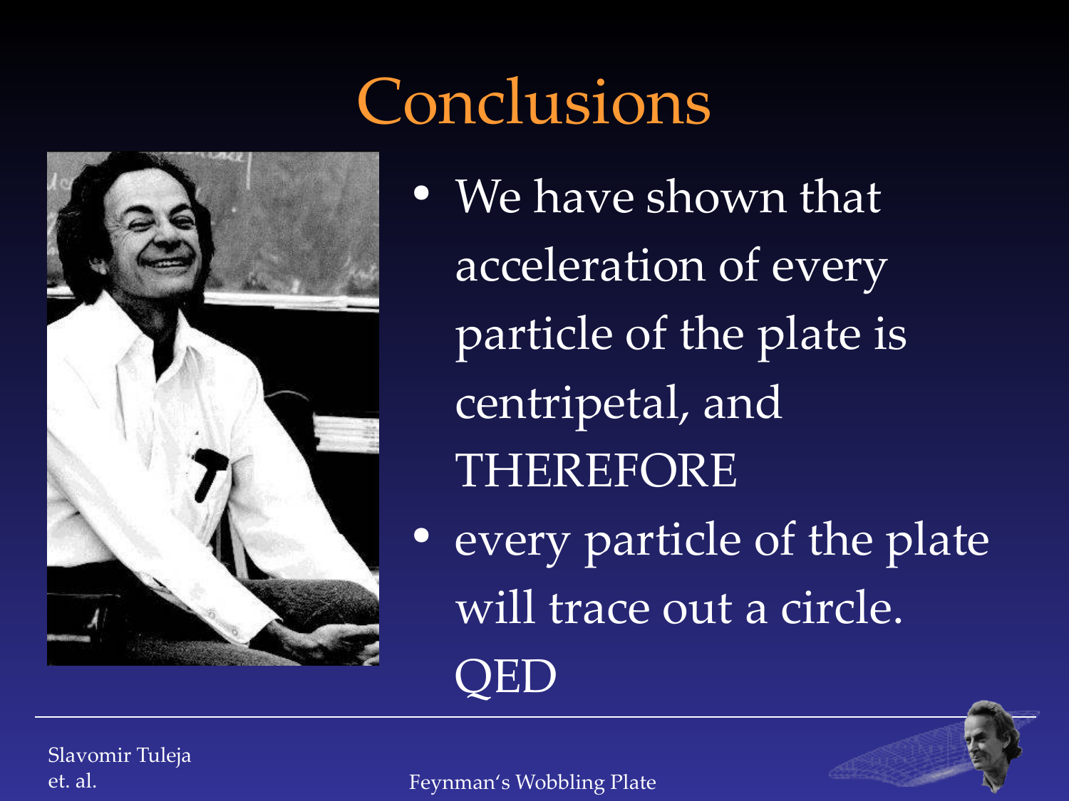# Conclusions

- We have shown that acceleration of every particle of the plate is centripetal, and THEREFORE
- every particle of the plate will trace out a circle. QED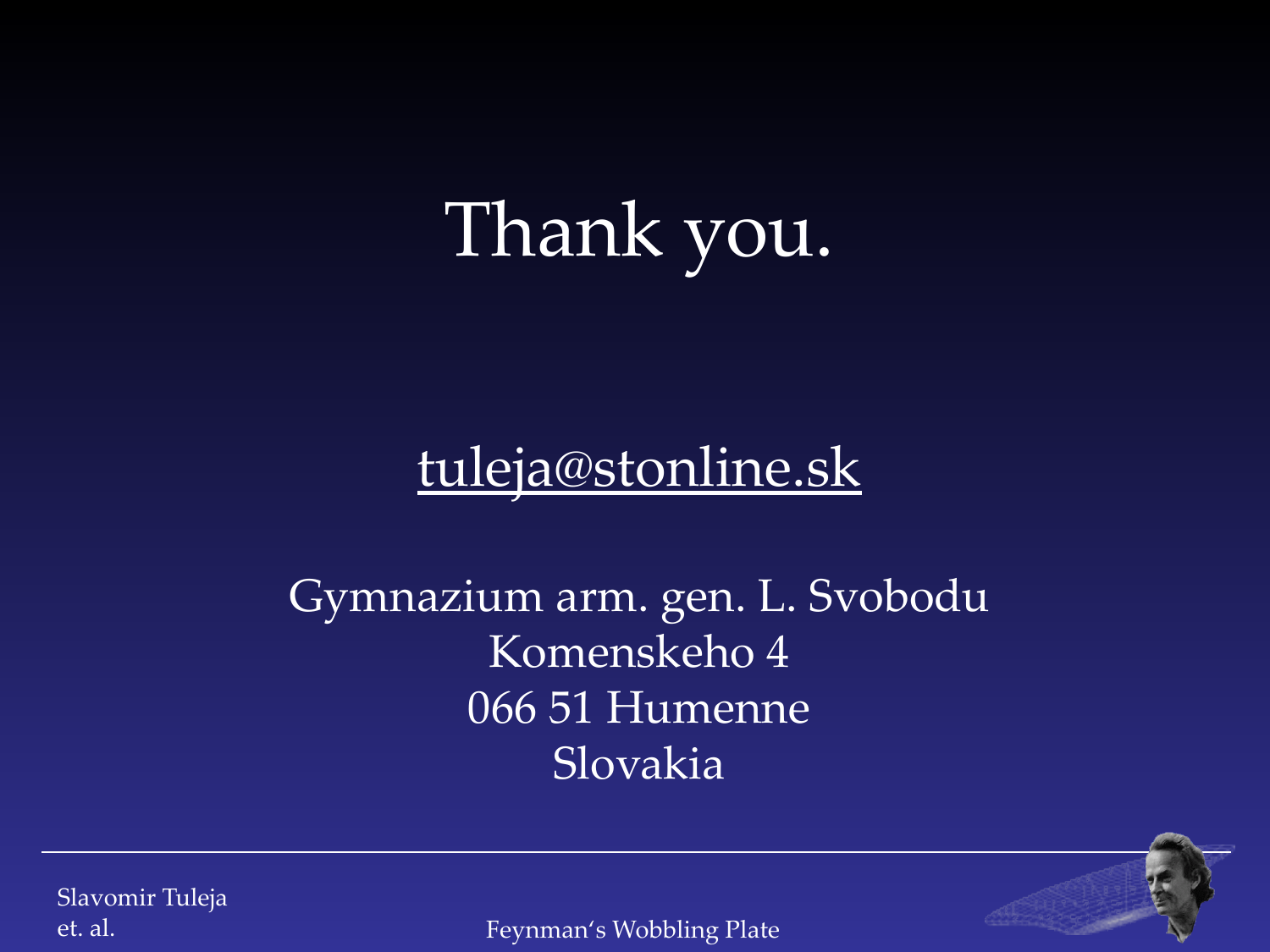# Thank you.

tuleja@stonline.sk

Gymnazium arm. gen. L. Svobodu
Komenskeho 4
066 51 Humenne
Slovakia